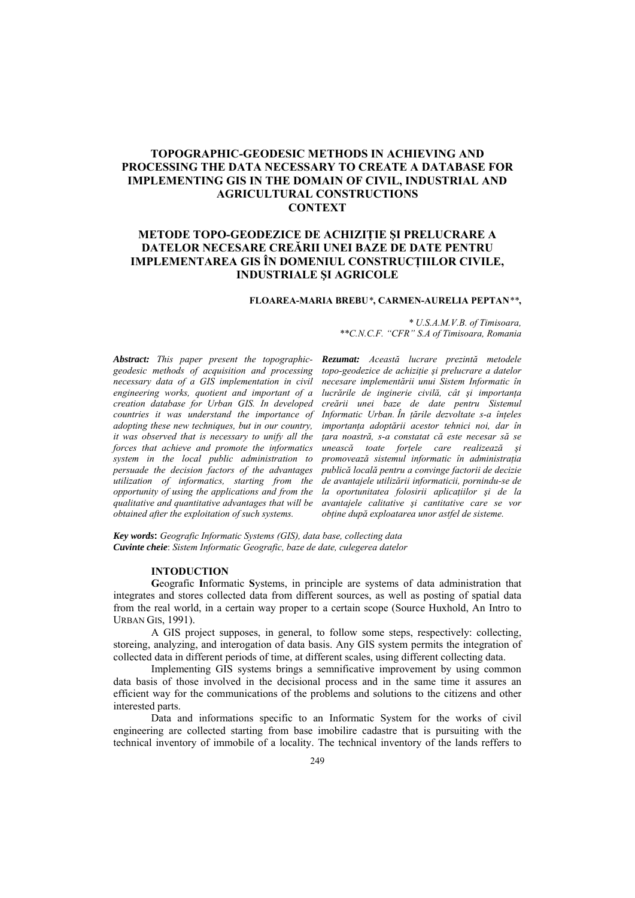# TOPOGRAPHIC-GEODESIC METHODS IN ACHIEVING AND PROCESSING THE DATA NECESSARY TO CREATE A DATABASE FOR IMPLEMENTING GIS IN THE DOMAIN OF CIVIL, INDUSTRIAL AND AGRICULTURAL CONSTRUCTIONS CONTEXT

# METODE TOPO-GEODEZICE DE ACHIZIȚIE ŞI PRELUCRARE A DATELOR NECESARE CREĂRII UNEI BAZE DE DATE PENTRU IMPLEMENTAREA GIS ÎN DOMENIUL CONSTRUCȚIILOR CIVILE, INDUSTRIALE ŞI AGRICOLE

**FLOAREA-MARIA BREBU\*, CARMEN-AURELIA PEPTAN\*\*,**

*\* U.S.A.M.V.B. of Timisoara,*
*\*\*C.N.C.F. "CFR" S.A of Timisoara, Romania*

***Abstract:*** *This paper present the topographic-geodesic methods of acquisition and processing necessary data of a GIS implementation in civil engineering works, quotient and important of a creation database for Urban GIS. In developed countries it was understand the importance of adopting these new techniques, but in our country, it was observed that is necessary to unify all the forces that achieve and promote the informatics system in the local public administration to persuade the decision factors of the advantages utilization of informatics, starting from the opportunity of using the applications and from the qualitative and quantitative advantages that will be obtained after the exploitation of such systems.*

***Rezumat:*** *Această lucrare prezintă metodele topo-geodezice de achiziție şi prelucrare a datelor necesare implementării unui Sistem Informatic în lucrările de inginerie civilă, cât şi importanța creării unei baze de date pentru Sistemul Informatic Urban. În țările dezvoltate s-a înțeles importanța adoptării acestor tehnici noi, dar în țara noastră, s-a constatat că este necesar să se unească toate forțele care realizează şi promovează sistemul informatic în administrația publică locală pentru a convinge factorii de decizie de avantajele utilizării informaticii, pornindu-se de la oportunitatea folosirii aplicațiilor şi de la avantajele calitative şi cantitative care se vor obține după exploatarea unor astfel de sisteme.*

***Key words*****:** *Geografic Informatic Systems (GIS), data base, collecting data*
***Cuvinte cheie***: *Sistem Informatic Geografic, baze de date, culegerea datelor*

## INTODUCTION

**G**eografic **I**nformatic **S**ystems, in principle are systems of data administration that integrates and stores collected data from different sources, as well as posting of spatial data from the real world, in a certain way proper to a certain scope (Source Huxhold, An Intro to URBAN GIS, 1991).

A GIS project supposes, in general, to follow some steps, respectively: collecting, storeing, analyzing, and interogation of data basis. Any GIS system permits the integration of collected data in different periods of time, at different scales, using different collecting data.

Implementing GIS systems brings a semnificative improvement by using common data basis of those involved in the decisional process and in the same time it assures an efficient way for the communications of the problems and solutions to the citizens and other interested parts.

Data and informations specific to an Informatic System for the works of civil engineering are collected starting from base imobilire cadastre that is pursuiting with the technical inventory of immobile of a locality. The technical inventory of the lands reffers to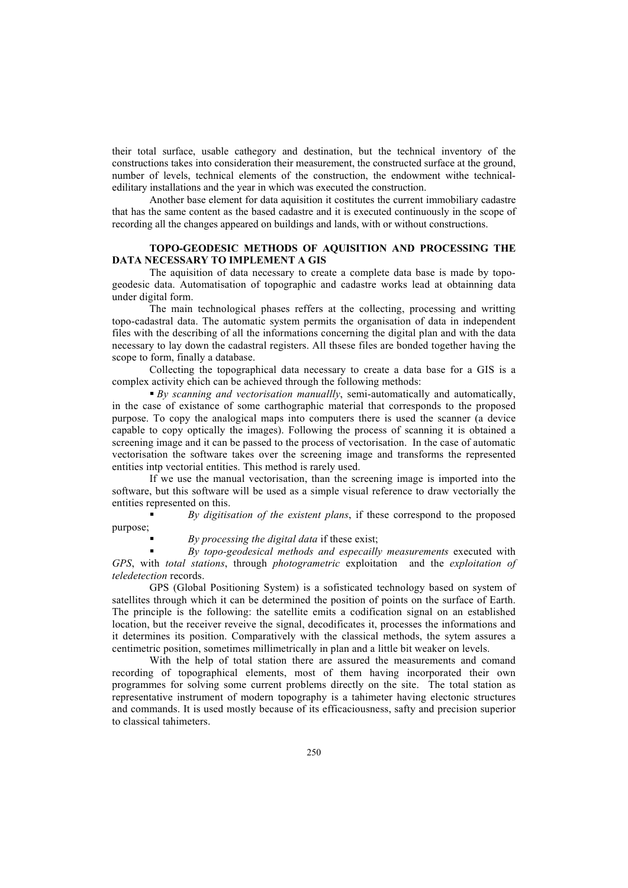their total surface, usable cathegory and destination, but the technical inventory of the constructions takes into consideration their measurement, the constructed surface at the ground, number of levels, technical elements of the construction, the endowment withe technical-edilitary installations and the year in which was executed the construction.

Another base element for data aquisition it costitutes the current immobiliary cadastre that has the same content as the based cadastre and it is executed continuously in the scope of recording all the changes appeared on buildings and lands, with or without constructions.

## TOPO-GEODESIC METHODS OF AQUISITION AND PROCESSING THE DATA NECESSARY TO IMPLEMENT A GIS

The aquisition of data necessary to create a complete data base is made by topo-geodesic data. Automatisation of topographic and cadastre works lead at obtainning data under digital form.

The main technological phases reffers at the collecting, processing and writting topo-cadastral data. The automatic system permits the organisation of data in independent files with the describing of all the informations concerning the digital plan and with the data necessary to lay down the cadastral registers. All thsese files are bonded together having the scope to form, finally a database.

Collecting the topographical data necessary to create a data base for a GIS is a complex activity ehich can be achieved through the following methods:

- *By scanning and vectorisation manuallly*, semi-automatically and automatically, in the case of existance of some carthographic material that corresponds to the proposed purpose. To copy the analogical maps into computers there is used the scanner (a device capable to copy optically the images). Following the process of scanning it is obtained a screening image and it can be passed to the process of vectorisation. In the case of automatic vectorisation the software takes over the screening image and transforms the represented entities intp vectorial entities. This method is rarely used.

  If we use the manual vectorisation, than the screening image is imported into the software, but this software will be used as a simple visual reference to draw vectorially the entities represented on this.

- *By digitisation of the existent plans*, if these correspond to the proposed purpose;
- *By processing the digital data* if these exist;
- *By topo-geodesical methods and especailly measurements* executed with *GPS*, with *total stations*, through *photogrametric* exploitation and the *exploitation of teledetection* records.

GPS (Global Positioning System) is a sofisticated technology based on system of satellites through which it can be determined the position of points on the surface of Earth. The principle is the following: the satellite emits a codification signal on an established location, but the receiver reveive the signal, decodificates it, processes the informations and it determines its position. Comparatively with the classical methods, the sytem assures a centimetric position, sometimes millimetrically in plan and a little bit weaker on levels.

With the help of total station there are assured the measurements and comand recording of topographical elements, most of them having incorporated their own programmes for solving some current problems directly on the site. The total station as representative instrument of modern topography is a tahimeter having electonic structures and commands. It is used mostly because of its efficaciousness, safty and precision superior to classical tahimeters.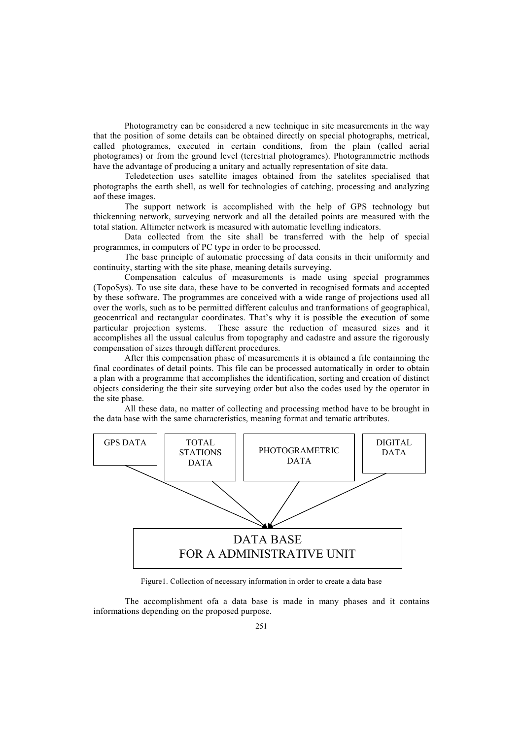Photogrametry can be considered a new technique in site measurements in the way that the position of some details can be obtained directly on special photographs, metrical, called photogrames, executed in certain conditions, from the plain (called aerial photogrames) or from the ground level (terestrial photogrames). Photogrammetric methods have the advantage of producing a unitary and actually representation of site data.

Teledetection uses satellite images obtained from the satelites specialised that photographs the earth shell, as well for technologies of catching, processing and analyzing aof these images.

The support network is accomplished with the help of GPS technology but thickenning network, surveying network and all the detailed points are measured with the total station. Altimeter network is measured with automatic levelling indicators.

Data collected from the site shall be transferred with the help of special programmes, in computers of PC type in order to be processed.

The base principle of automatic processing of data consits in their uniformity and continuity, starting with the site phase, meaning details surveying.

Compensation calculus of measurements is made using special programmes (TopoSys). To use site data, these have to be converted in recognised formats and accepted by these software. The programmes are conceived with a wide range of projections used all over the worls, such as to be permitted different calculus and tranformations of geographical, geocentrical and rectangular coordinates. That's why it is possible the execution of some particular projection systems. These assure the reduction of measured sizes and it accomplishes all the ussual calculus from topography and cadastre and assure the rigorously compensation of sizes through different procedures.

After this compensation phase of measurements it is obtained a file containning the final coordinates of detail points. This file can be processed automatically in order to obtain a plan with a programme that accomplishes the identification, sorting and creation of distinct objects considering the their site surveying order but also the codes used by the operator in the site phase.

All these data, no matter of collecting and processing method have to be brought in the data base with the same characteristics, meaning format and tematic attributes.

GPS DATA | TOTAL STATIONS DATA | PHOTOGRAMETRIC DATA | DIGITAL DATA

→ DATA BASE FOR A ADMINISTRATIVE UNIT

Figure1. Collection of necessary information in order to create a data base

The accomplishment ofa a data base is made in many phases and it contains informations depending on the proposed purpose.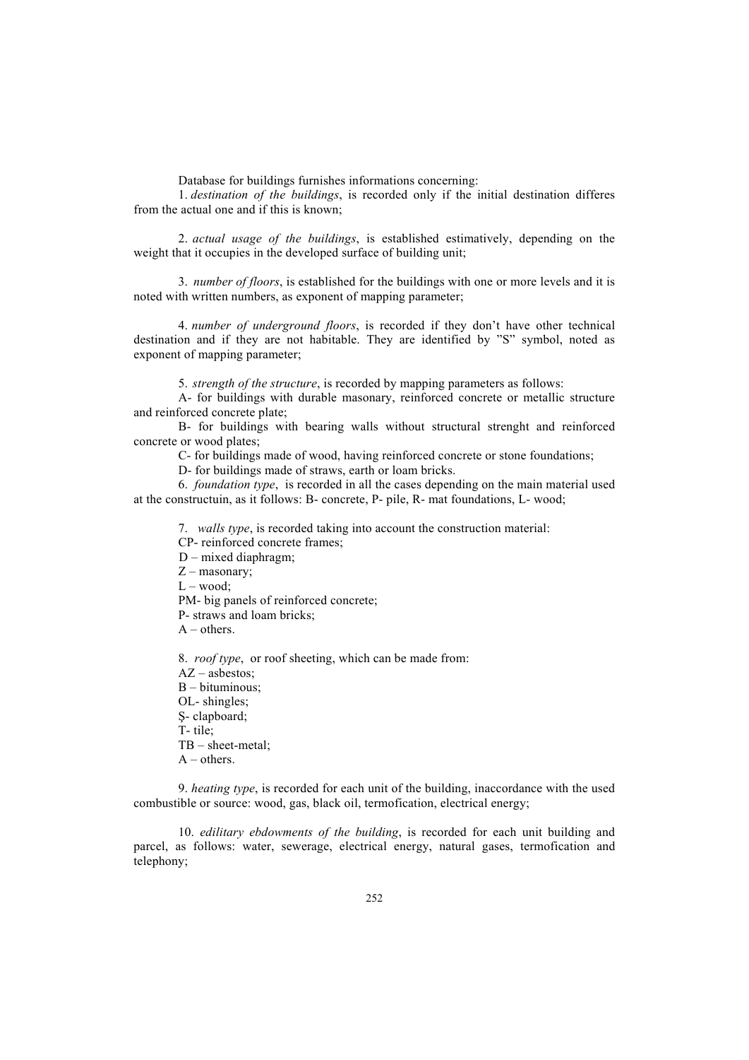Database for buildings furnishes informations concerning:

1. *destination of the buildings*, is recorded only if the initial destination differes from the actual one and if this is known;

2. *actual usage of the buildings*, is established estimatively, depending on the weight that it occupies in the developed surface of building unit;

3. *number of floors*, is established for the buildings with one or more levels and it is noted with written numbers, as exponent of mapping parameter;

4. *number of underground floors*, is recorded if they don't have other technical destination and if they are not habitable. They are identified by "S" symbol, noted as exponent of mapping parameter;

5. *strength of the structure*, is recorded by mapping parameters as follows:

A- for buildings with durable masonary, reinforced concrete or metallic structure and reinforced concrete plate;

B- for buildings with bearing walls without structural strenght and reinforced concrete or wood plates;

C- for buildings made of wood, having reinforced concrete or stone foundations;

D- for buildings made of straws, earth or loam bricks.

6. *foundation type*, is recorded in all the cases depending on the main material used at the constructuin, as it follows: B- concrete, P- pile, R- mat foundations, L- wood;

7. *walls type*, is recorded taking into account the construction material:

CP- reinforced concrete frames;
D – mixed diaphragm;
Z – masonary;
L – wood;
PM- big panels of reinforced concrete;
P- straws and loam bricks;
A – others.

8. *roof type*, or roof sheeting, which can be made from:

AZ – asbestos;
B – bituminous;
OL- shingles;
Ş- clapboard;
T- tile;
TB – sheet-metal;
A – others.

9. *heating type*, is recorded for each unit of the building, inaccordance with the used combustible or source: wood, gas, black oil, termofication, electrical energy;

10. *edilitary ebdowments of the building*, is recorded for each unit building and parcel, as follows: water, sewerage, electrical energy, natural gases, termofication and telephony;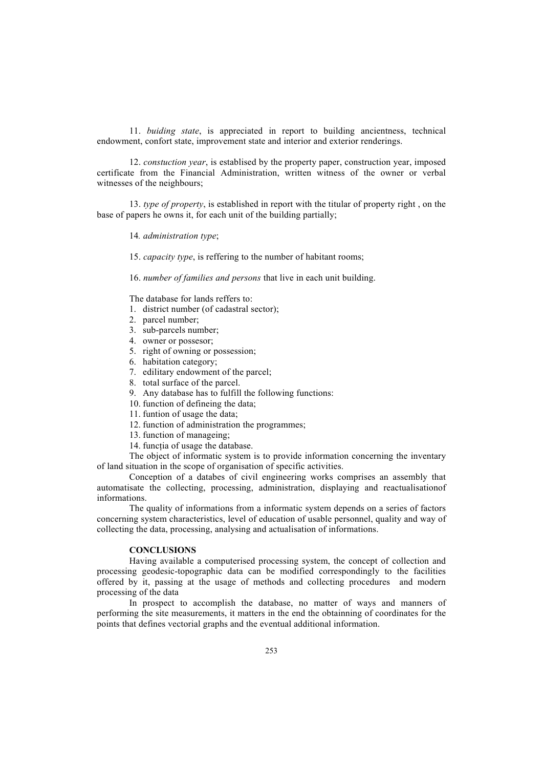11. *buiding state*, is appreciated in report to building ancientness, technical endowment, confort state, improvement state and interior and exterior renderings.

12. *constuction year*, is establised by the property paper, construction year, imposed certificate from the Financial Administration, written witness of the owner or verbal witnesses of the neighbours;

13. *type of property*, is established in report with the titular of property right , on the base of papers he owns it, for each unit of the building partially;

14*. administration type*;

15. *capacity type*, is reffering to the number of habitant rooms;

16. *number of families and persons* that live in each unit building.

The database for lands reffers to:

1. district number (of cadastral sector);
2. parcel number;
3. sub-parcels number;
4. owner or possesor;
5. right of owning or possession;
6. habitation category;
7. edilitary endowment of the parcel;
8. total surface of the parcel.
9. Any database has to fulfill the following functions:
10. function of defineing the data;
11. funtion of usage the data;
12. function of administration the programmes;
13. function of manageing;
14. funcția of usage the database.

The object of informatic system is to provide information concerning the inventary of land situation in the scope of organisation of specific activities.

Conception of a databes of civil engineering works comprises an assembly that automatisate the collecting, processing, administration, displaying and reactualisationof informations.

The quality of informations from a informatic system depends on a series of factors concerning system characteristics, level of education of usable personnel, quality and way of collecting the data, processing, analysing and actualisation of informations.

**CONCLUSIONS**

Having available a computerised processing system, the concept of collection and processing geodesic-topographic data can be modified correspondingly to the facilities offered by it, passing at the usage of methods and collecting procedures and modern processing of the data

In prospect to accomplish the database, no matter of ways and manners of performing the site measurements, it matters in the end the obtainning of coordinates for the points that defines vectorial graphs and the eventual additional information.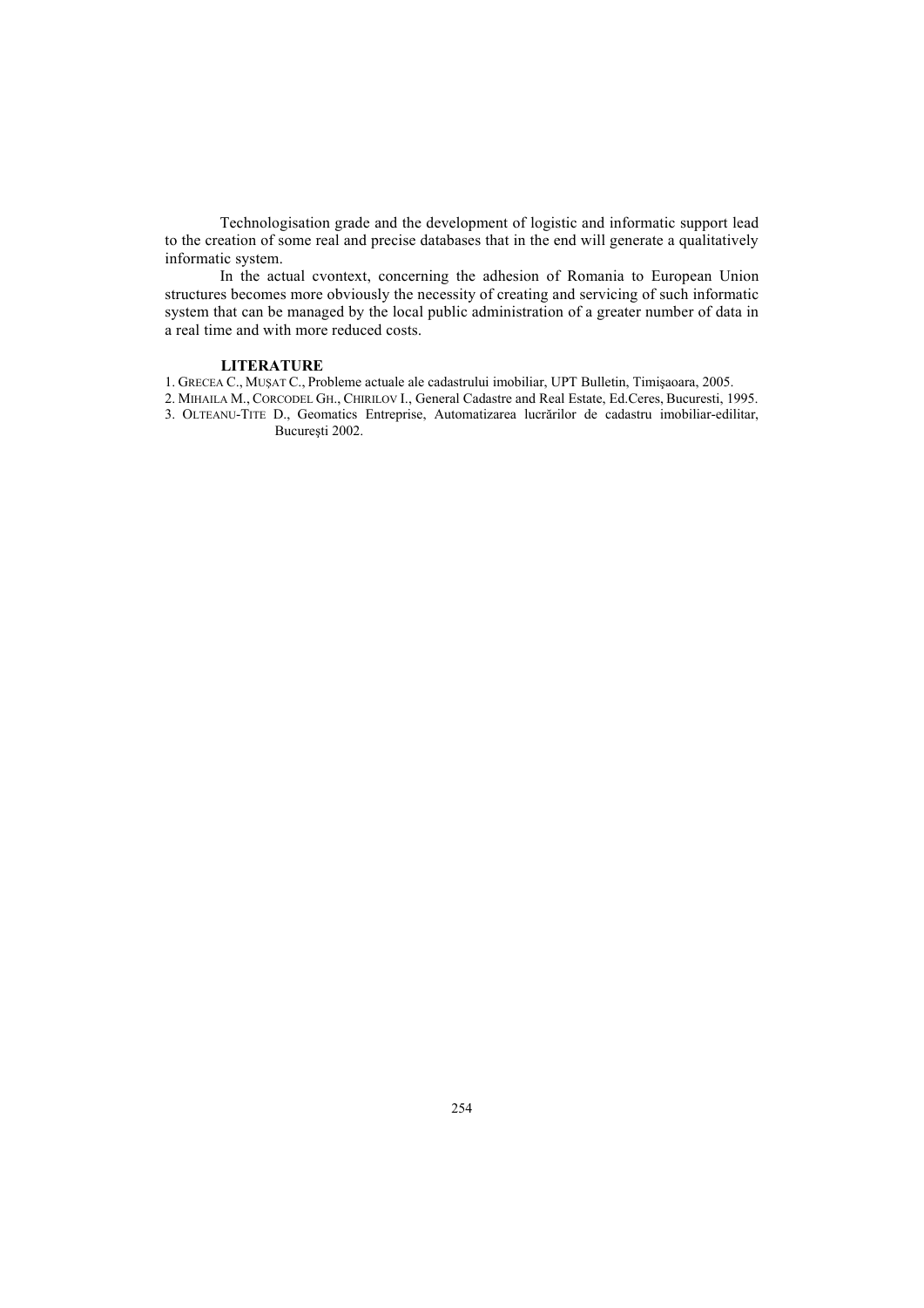Technologisation grade and the development of logistic and informatic support lead to the creation of some real and precise databases that in the end will generate a qualitatively informatic system.

In the actual cvontext, concerning the adhesion of Romania to European Union structures becomes more obviously the necessity of creating and servicing of such informatic system that can be managed by the local public administration of a greater number of data in a real time and with more reduced costs.

**LITERATURE**

1. GRECEA C., MUŞAT C., Probleme actuale ale cadastrului imobiliar, UPT Bulletin, Timişaoara, 2005.
2. MIHAILA M., CORCODEL GH., CHIRILOV I., General Cadastre and Real Estate, Ed.Ceres, Bucuresti, 1995.
3. OLTEANU-TITE D., Geomatics Entreprise, Automatizarea lucrărilor de cadastru imobiliar-edilitar, Bucureşti 2002.